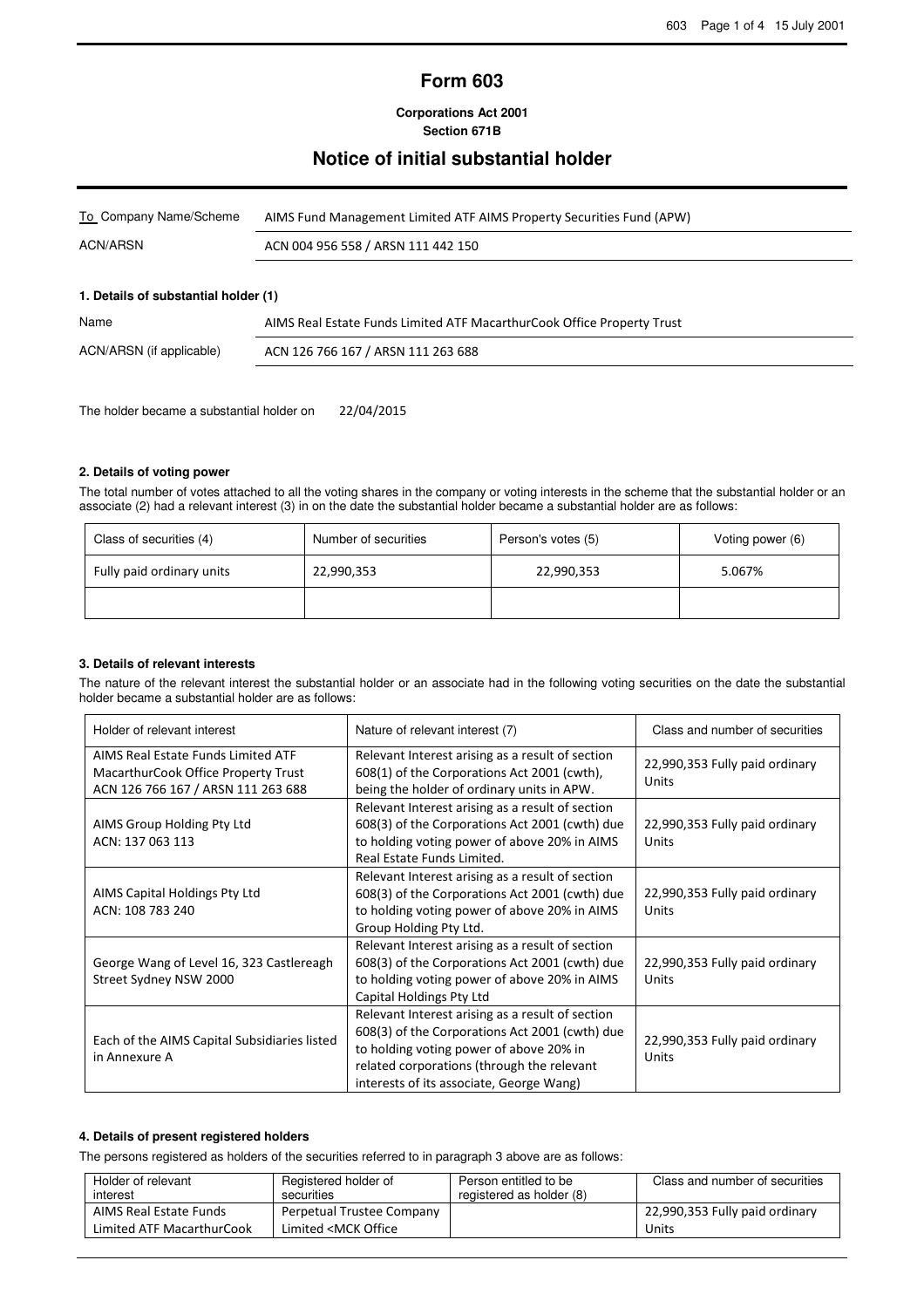# Form 603

**Corporations Act 2001**
**Section 671B**

## Notice of initial substantial holder

| To Company Name/Scheme | AIMS Fund Management Limited ATF AIMS Property Securities Fund (APW) |
|---|---|
| ACN/ARSN | ACN 004 956 558 / ARSN 111 442 150 |

### 1. Details of substantial holder (1)

| Name | AIMS Real Estate Funds Limited ATF MacarthurCook Office Property Trust |
|---|---|
| ACN/ARSN (if applicable) | ACN 126 766 167 / ARSN 111 263 688 |

The holder became a substantial holder on 22/04/2015

### 2. Details of voting power

The total number of votes attached to all the voting shares in the company or voting interests in the scheme that the substantial holder or an associate (2) had a relevant interest (3) in on the date the substantial holder became a substantial holder are as follows:

| Class of securities (4) | Number of securities | Person's votes (5) | Voting power (6) |
|---|---|---|---|
| Fully paid ordinary units | 22,990,353 | 22,990,353 | 5.067% |
| | | | |

### 3. Details of relevant interests

The nature of the relevant interest the substantial holder or an associate had in the following voting securities on the date the substantial holder became a substantial holder are as follows:

| Holder of relevant interest | Nature of relevant interest (7) | Class and number of securities |
|---|---|---|
| AIMS Real Estate Funds Limited ATF MacarthurCook Office Property Trust ACN 126 766 167 / ARSN 111 263 688 | Relevant Interest arising as a result of section 608(1) of the Corporations Act 2001 (cwth), being the holder of ordinary units in APW. | 22,990,353 Fully paid ordinary Units |
| AIMS Group Holding Pty Ltd ACN: 137 063 113 | Relevant Interest arising as a result of section 608(3) of the Corporations Act 2001 (cwth) due to holding voting power of above 20% in AIMS Real Estate Funds Limited. | 22,990,353 Fully paid ordinary Units |
| AIMS Capital Holdings Pty Ltd ACN: 108 783 240 | Relevant Interest arising as a result of section 608(3) of the Corporations Act 2001 (cwth) due to holding voting power of above 20% in AIMS Group Holding Pty Ltd. | 22,990,353 Fully paid ordinary Units |
| George Wang of Level 16, 323 Castlereagh Street Sydney NSW 2000 | Relevant Interest arising as a result of section 608(3) of the Corporations Act 2001 (cwth) due to holding voting power of above 20% in AIMS Capital Holdings Pty Ltd | 22,990,353 Fully paid ordinary Units |
| Each of the AIMS Capital Subsidiaries listed in Annexure A | Relevant Interest arising as a result of section 608(3) of the Corporations Act 2001 (cwth) due to holding voting power of above 20% in related corporations (through the relevant interests of its associate, George Wang) | 22,990,353 Fully paid ordinary Units |

### 4. Details of present registered holders

The persons registered as holders of the securities referred to in paragraph 3 above are as follows:

| Holder of relevant interest | Registered holder of securities | Person entitled to be registered as holder (8) | Class and number of securities |
|---|---|---|---|
| AIMS Real Estate Funds Limited ATF MacarthurCook | Perpetual Trustee Company Limited <MCK Office | | 22,990,353 Fully paid ordinary Units |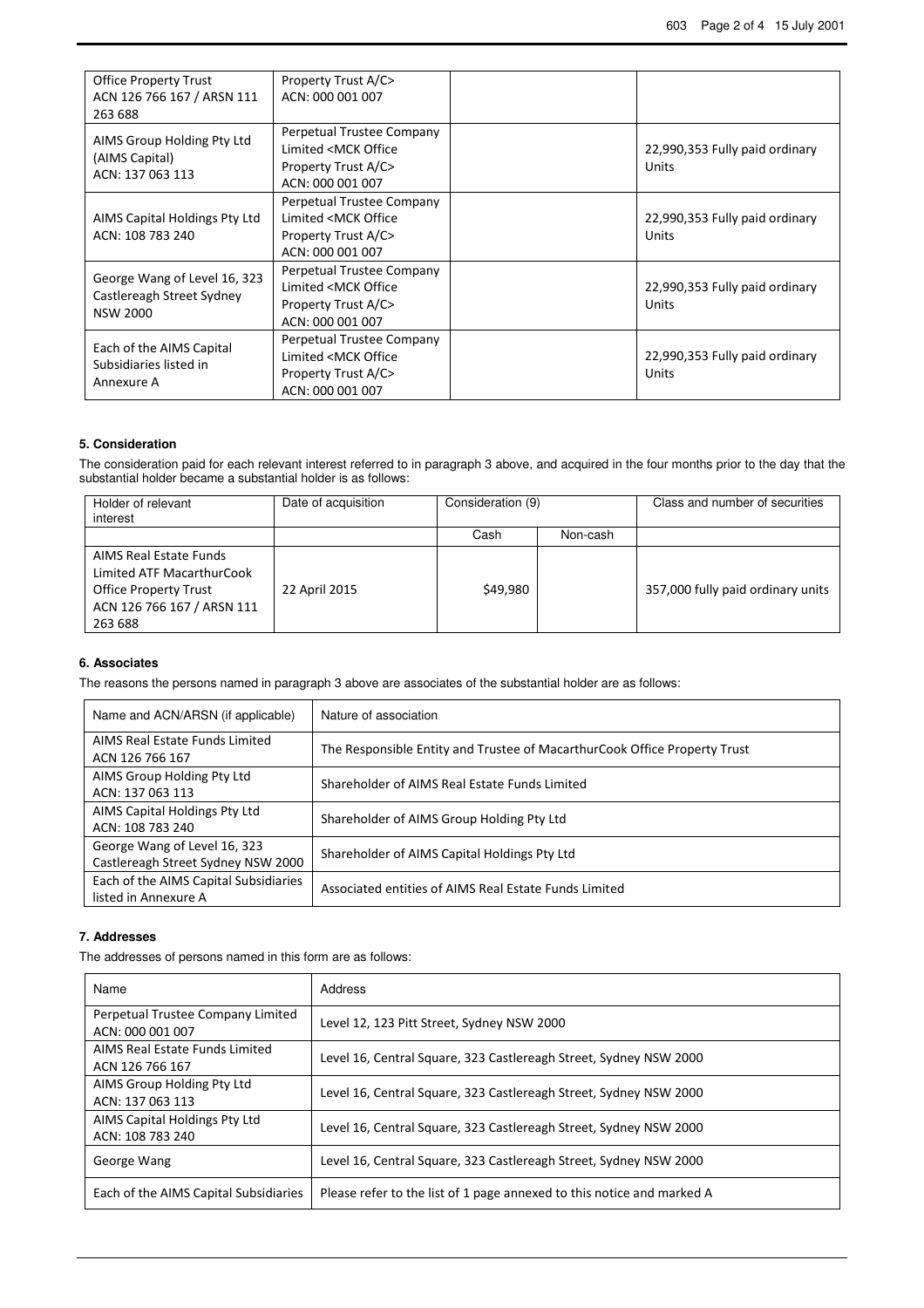| | | | |
|---|---|---|---|
| Office Property Trust ACN 126 766 167 / ARSN 111 263 688 | Property Trust A/C> ACN: 000 001 007 | | |
| AIMS Group Holding Pty Ltd (AIMS Capital) ACN: 137 063 113 | Perpetual Trustee Company Limited <MCK Office Property Trust A/C> ACN: 000 001 007 | | 22,990,353 Fully paid ordinary Units |
| AIMS Capital Holdings Pty Ltd ACN: 108 783 240 | Perpetual Trustee Company Limited <MCK Office Property Trust A/C> ACN: 000 001 007 | | 22,990,353 Fully paid ordinary Units |
| George Wang of Level 16, 323 Castlereagh Street Sydney NSW 2000 | Perpetual Trustee Company Limited <MCK Office Property Trust A/C> ACN: 000 001 007 | | 22,990,353 Fully paid ordinary Units |
| Each of the AIMS Capital Subsidiaries listed in Annexure A | Perpetual Trustee Company Limited <MCK Office Property Trust A/C> ACN: 000 001 007 | | 22,990,353 Fully paid ordinary Units |

### 5. Consideration

The consideration paid for each relevant interest referred to in paragraph 3 above, and acquired in the four months prior to the day that the substantial holder became a substantial holder is as follows:

| Holder of relevant interest | Date of acquisition | Consideration (9) | | Class and number of securities |
|---|---|---|---|---|
| | | Cash | Non-cash | |
| AIMS Real Estate Funds Limited ATF MacarthurCook Office Property Trust ACN 126 766 167 / ARSN 111 263 688 | 22 April 2015 | $49,980 | | 357,000 fully paid ordinary units |

### 6. Associates

The reasons the persons named in paragraph 3 above are associates of the substantial holder are as follows:

| Name and ACN/ARSN (if applicable) | Nature of association |
|---|---|
| AIMS Real Estate Funds Limited ACN 126 766 167 | The Responsible Entity and Trustee of MacarthurCook Office Property Trust |
| AIMS Group Holding Pty Ltd ACN: 137 063 113 | Shareholder of AIMS Real Estate Funds Limited |
| AIMS Capital Holdings Pty Ltd ACN: 108 783 240 | Shareholder of AIMS Group Holding Pty Ltd |
| George Wang of Level 16, 323 Castlereagh Street Sydney NSW 2000 | Shareholder of AIMS Capital Holdings Pty Ltd |
| Each of the AIMS Capital Subsidiaries listed in Annexure A | Associated entities of AIMS Real Estate Funds Limited |

### 7. Addresses

The addresses of persons named in this form are as follows:

| Name | Address |
|---|---|
| Perpetual Trustee Company Limited ACN: 000 001 007 | Level 12, 123 Pitt Street, Sydney NSW 2000 |
| AIMS Real Estate Funds Limited ACN 126 766 167 | Level 16, Central Square, 323 Castlereagh Street, Sydney NSW 2000 |
| AIMS Group Holding Pty Ltd ACN: 137 063 113 | Level 16, Central Square, 323 Castlereagh Street, Sydney NSW 2000 |
| AIMS Capital Holdings Pty Ltd ACN: 108 783 240 | Level 16, Central Square, 323 Castlereagh Street, Sydney NSW 2000 |
| George Wang | Level 16, Central Square, 323 Castlereagh Street, Sydney NSW 2000 |
| Each of the AIMS Capital Subsidiaries | Please refer to the list of 1 page annexed to this notice and marked A |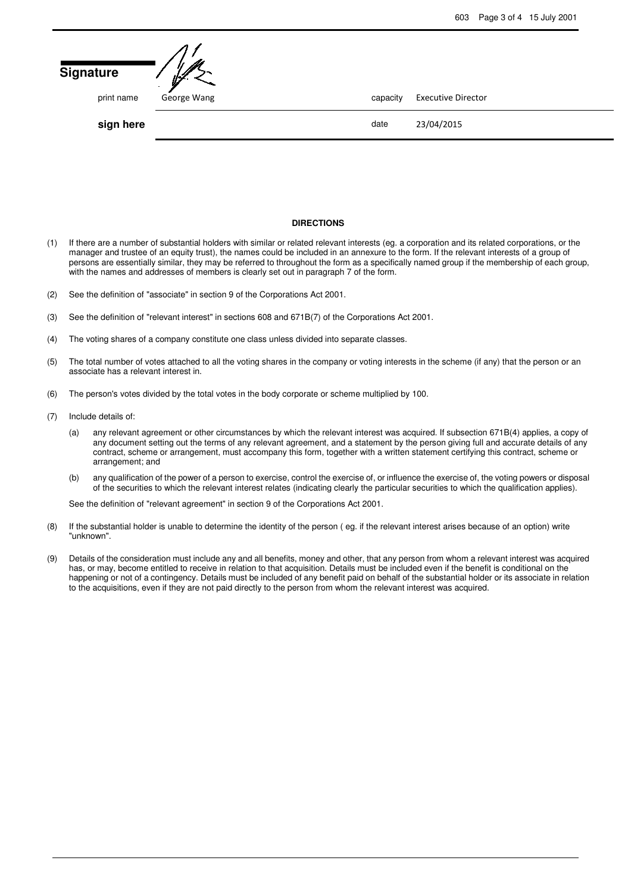## Signature

| print name | George Wang | capacity | Executive Director |
|---|---|---|---|
| **sign here** | | date | 23/04/2015 |

**DIRECTIONS**

(1) If there are a number of substantial holders with similar or related relevant interests (eg. a corporation and its related corporations, or the manager and trustee of an equity trust), the names could be included in an annexure to the form. If the relevant interests of a group of persons are essentially similar, they may be referred to throughout the form as a specifically named group if the membership of each group, with the names and addresses of members is clearly set out in paragraph 7 of the form.

(2) See the definition of "associate" in section 9 of the Corporations Act 2001.

(3) See the definition of "relevant interest" in sections 608 and 671B(7) of the Corporations Act 2001.

(4) The voting shares of a company constitute one class unless divided into separate classes.

(5) The total number of votes attached to all the voting shares in the company or voting interests in the scheme (if any) that the person or an associate has a relevant interest in.

(6) The person's votes divided by the total votes in the body corporate or scheme multiplied by 100.

(7) Include details of:

(a) any relevant agreement or other circumstances by which the relevant interest was acquired. If subsection 671B(4) applies, a copy of any document setting out the terms of any relevant agreement, and a statement by the person giving full and accurate details of any contract, scheme or arrangement, must accompany this form, together with a written statement certifying this contract, scheme or arrangement; and

(b) any qualification of the power of a person to exercise, control the exercise of, or influence the exercise of, the voting powers or disposal of the securities to which the relevant interest relates (indicating clearly the particular securities to which the qualification applies).

See the definition of "relevant agreement" in section 9 of the Corporations Act 2001.

(8) If the substantial holder is unable to determine the identity of the person ( eg. if the relevant interest arises because of an option) write "unknown".

(9) Details of the consideration must include any and all benefits, money and other, that any person from whom a relevant interest was acquired has, or may, become entitled to receive in relation to that acquisition. Details must be included even if the benefit is conditional on the happening or not of a contingency. Details must be included of any benefit paid on behalf of the substantial holder or its associate in relation to the acquisitions, even if they are not paid directly to the person from whom the relevant interest was acquired.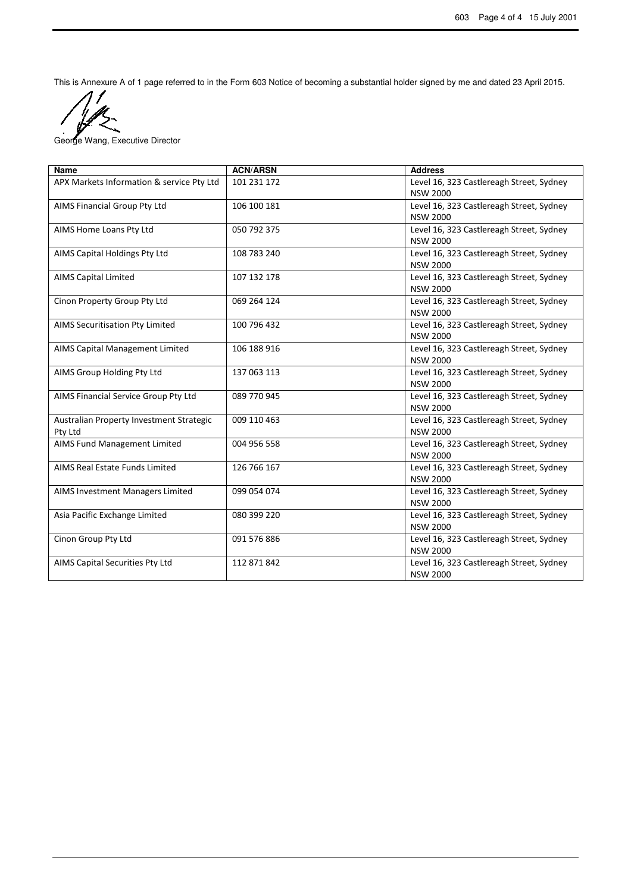This is Annexure A of 1 page referred to in the Form 603 Notice of becoming a substantial holder signed by me and dated 23 April 2015.

George Wang, Executive Director

| Name | ACN/ARSN | Address |
|---|---|---|
| APX Markets Information & service Pty Ltd | 101 231 172 | Level 16, 323 Castlereagh Street, Sydney NSW 2000 |
| AIMS Financial Group Pty Ltd | 106 100 181 | Level 16, 323 Castlereagh Street, Sydney NSW 2000 |
| AIMS Home Loans Pty Ltd | 050 792 375 | Level 16, 323 Castlereagh Street, Sydney NSW 2000 |
| AIMS Capital Holdings Pty Ltd | 108 783 240 | Level 16, 323 Castlereagh Street, Sydney NSW 2000 |
| AIMS Capital Limited | 107 132 178 | Level 16, 323 Castlereagh Street, Sydney NSW 2000 |
| Cinon Property Group Pty Ltd | 069 264 124 | Level 16, 323 Castlereagh Street, Sydney NSW 2000 |
| AIMS Securitisation Pty Limited | 100 796 432 | Level 16, 323 Castlereagh Street, Sydney NSW 2000 |
| AIMS Capital Management Limited | 106 188 916 | Level 16, 323 Castlereagh Street, Sydney NSW 2000 |
| AIMS Group Holding Pty Ltd | 137 063 113 | Level 16, 323 Castlereagh Street, Sydney NSW 2000 |
| AIMS Financial Service Group Pty Ltd | 089 770 945 | Level 16, 323 Castlereagh Street, Sydney NSW 2000 |
| Australian Property Investment Strategic Pty Ltd | 009 110 463 | Level 16, 323 Castlereagh Street, Sydney NSW 2000 |
| AIMS Fund Management Limited | 004 956 558 | Level 16, 323 Castlereagh Street, Sydney NSW 2000 |
| AIMS Real Estate Funds Limited | 126 766 167 | Level 16, 323 Castlereagh Street, Sydney NSW 2000 |
| AIMS Investment Managers Limited | 099 054 074 | Level 16, 323 Castlereagh Street, Sydney NSW 2000 |
| Asia Pacific Exchange Limited | 080 399 220 | Level 16, 323 Castlereagh Street, Sydney NSW 2000 |
| Cinon Group Pty Ltd | 091 576 886 | Level 16, 323 Castlereagh Street, Sydney NSW 2000 |
| AIMS Capital Securities Pty Ltd | 112 871 842 | Level 16, 323 Castlereagh Street, Sydney NSW 2000 |